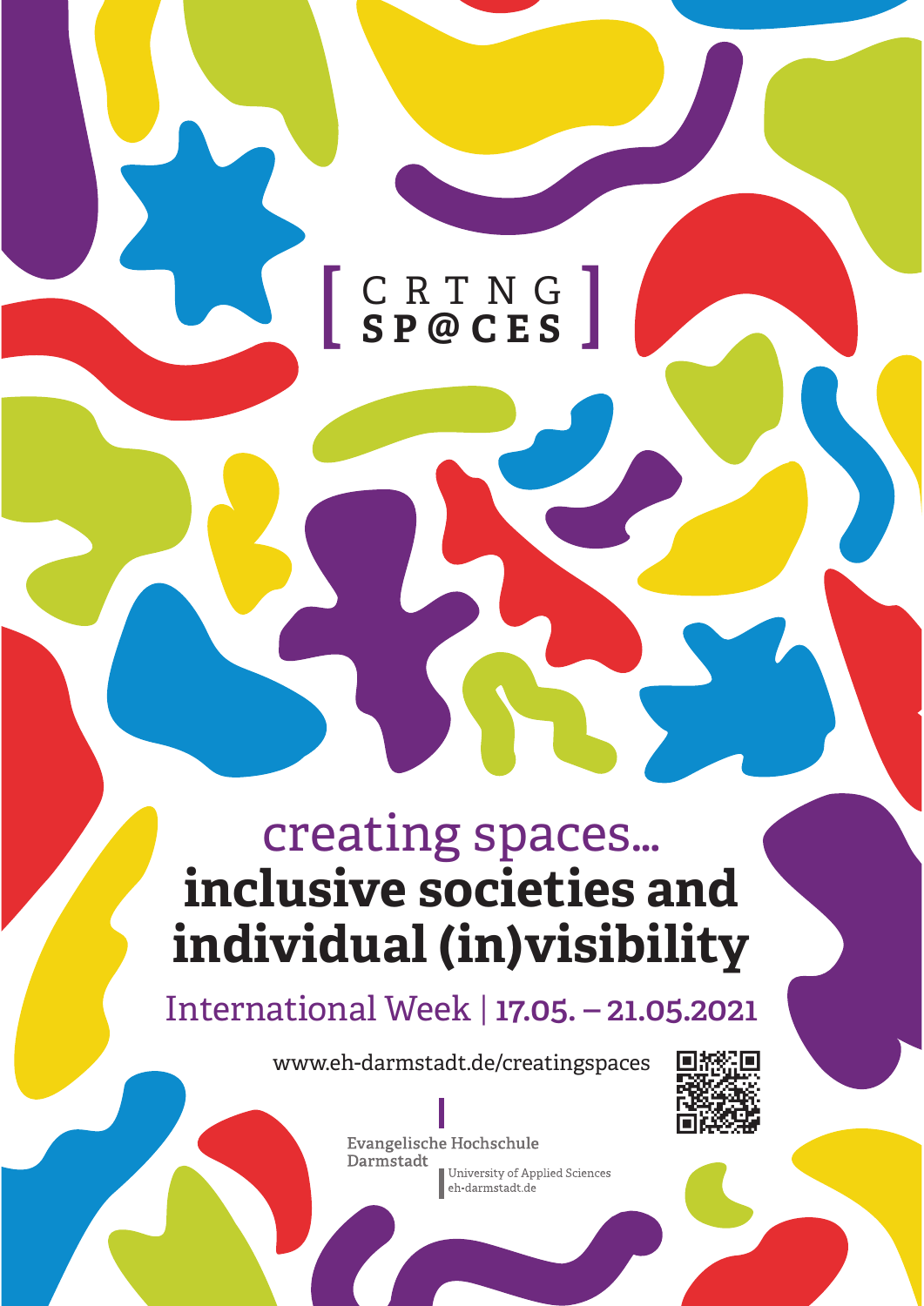[ CRTNG SP@CES ]

# creating spaces...
# **inclusive societies and individual (in)visibility**

International Week | **17.05. – 21.05.2021**

www.eh-darmstadt.de/creatingspaces

Evangelische Hochschule Darmstadt

University of Applied Sciences
eh-darmstadt.de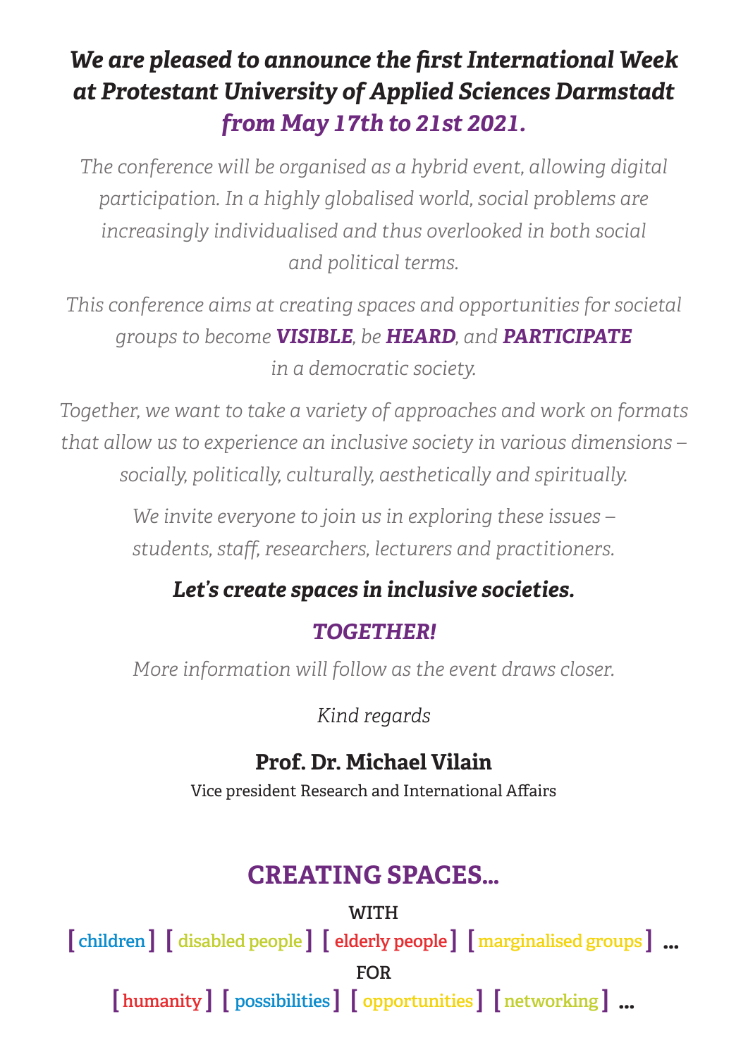***We are pleased to announce the first International Week at Protestant University of Applied Sciences Darmstadt from May 17th to 21st 2021.***

*The conference will be organised as a hybrid event, allowing digital participation. In a highly globalised world, social problems are increasingly individualised and thus overlooked in both social and political terms.*

*This conference aims at creating spaces and opportunities for societal groups to become **VISIBLE**, be **HEARD**, and **PARTICIPATE** in a democratic society.*

*Together, we want to take a variety of approaches and work on formats that allow us to experience an inclusive society in various dimensions – socially, politically, culturally, aesthetically and spiritually.*

*We invite everyone to join us in exploring these issues – students, staff, researchers, lecturers and practitioners.*

***Let's create spaces in inclusive societies.***

***TOGETHER!***

*More information will follow as the event draws closer.*

*Kind regards*

**Prof. Dr. Michael Vilain**

Vice president Research and International Affairs

## CREATING SPACES...

WITH

[ children ] [ disabled people ] [ elderly people ] [ marginalised groups ] ...

FOR

[ humanity ] [ possibilities ] [ opportunities ] [ networking ] ...